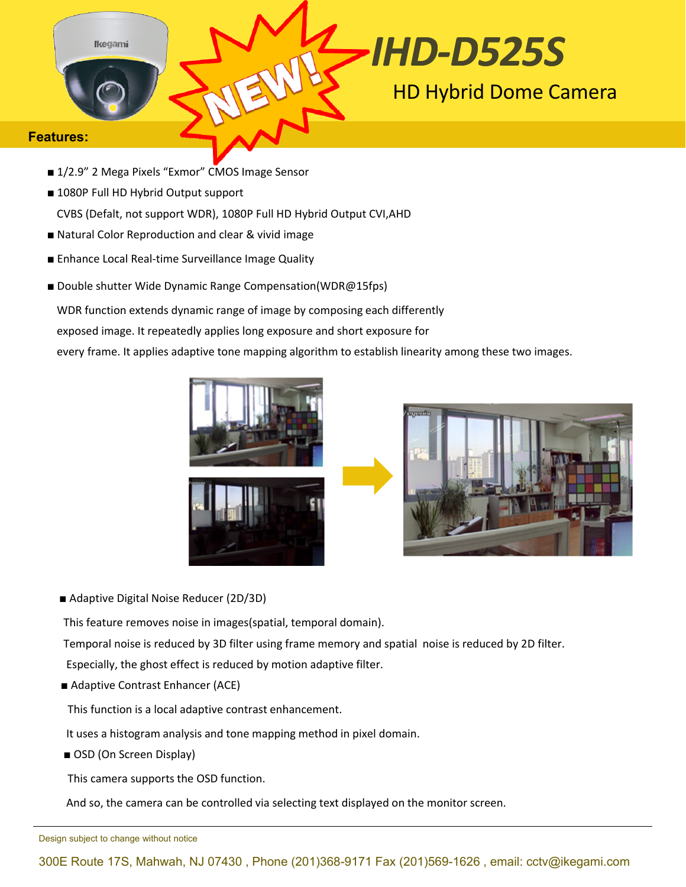# IHD-D525S

## HD Hybrid Dome Camera

NEW!

**Features:**

- 1/2.9" 2 Mega Pixels "Exmor" CMOS Image Sensor
- 1080P Full HD Hybrid Output support

  CVBS (Defalt, not support WDR), 1080P Full HD Hybrid Output CVI,AHD
- Natural Color Reproduction and clear & vivid image
- Enhance Local Real-time Surveillance Image Quality
- Double shutter Wide Dynamic Range Compensation(WDR@15fps)

  WDR function extends dynamic range of image by composing each differently exposed image. It repeatedly applies long exposure and short exposure for every frame. It applies adaptive tone mapping algorithm to establish linearity among these two images.

- Adaptive Digital Noise Reducer (2D/3D)

  This feature removes noise in images(spatial, temporal domain).
  Temporal noise is reduced by 3D filter using frame memory and spatial noise is reduced by 2D filter.
  Especially, the ghost effect is reduced by motion adaptive filter.
- Adaptive Contrast Enhancer (ACE)

  This function is a local adaptive contrast enhancement.
  It uses a histogram analysis and tone mapping method in pixel domain.
- OSD (On Screen Display)

  This camera supports the OSD function.
  And so, the camera can be controlled via selecting text displayed on the monitor screen.

Design subject to change without notice

300E Route 17S, Mahwah, NJ 07430 , Phone (201)368-9171 Fax (201)569-1626 , email: cctv@ikegami.com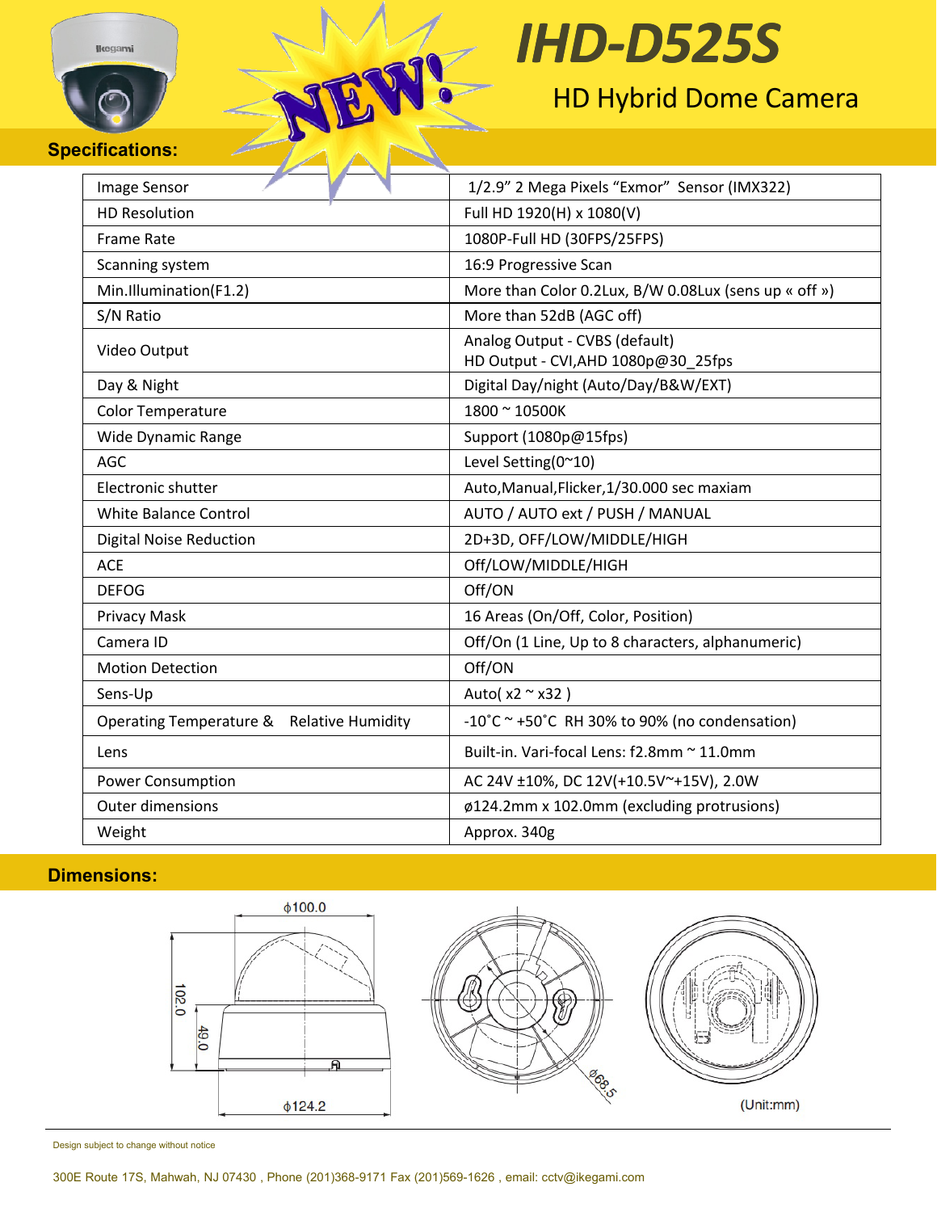# IHD-D525S

## HD Hybrid Dome Camera

NEW!

### Specifications:

| | |
|---|---|
| Image Sensor | 1/2.9" 2 Mega Pixels "Exmor" Sensor (IMX322) |
| HD Resolution | Full HD 1920(H) x 1080(V) |
| Frame Rate | 1080P-Full HD (30FPS/25FPS) |
| Scanning system | 16:9 Progressive Scan |
| Min.Illumination(F1.2) | More than Color 0.2Lux, B/W 0.08Lux (sens up « off ») |
| S/N Ratio | More than 52dB (AGC off) |
| Video Output | Analog Output - CVBS (default)<br>HD Output - CVI,AHD 1080p@30_25fps |
| Day & Night | Digital Day/night (Auto/Day/B&W/EXT) |
| Color Temperature | 1800 ~ 10500K |
| Wide Dynamic Range | Support (1080p@15fps) |
| AGC | Level Setting(0~10) |
| Electronic shutter | Auto,Manual,Flicker,1/30.000 sec maxiam |
| White Balance Control | AUTO / AUTO ext / PUSH / MANUAL |
| Digital Noise Reduction | 2D+3D, OFF/LOW/MIDDLE/HIGH |
| ACE | Off/LOW/MIDDLE/HIGH |
| DEFOG | Off/ON |
| Privacy Mask | 16 Areas (On/Off, Color, Position) |
| Camera ID | Off/On (1 Line, Up to 8 characters, alphanumeric) |
| Motion Detection | Off/ON |
| Sens-Up | Auto( x2 ~ x32 ) |
| Operating Temperature & Relative Humidity | -10˚C ~ +50˚C RH 30% to 90% (no condensation) |
| Lens | Built-in. Vari-focal Lens: f2.8mm ~ 11.0mm |
| Power Consumption | AC 24V ±10%, DC 12V(+10.5V~+15V), 2.0W |
| Outer dimensions | ø124.2mm x 102.0mm (excluding protrusions) |
| Weight | Approx. 340g |

### Dimensions:

ϕ100.0

102.0

49.0

ϕ124.2

ϕ68.5

(Unit:mm)

Design subject to change without notice

300E Route 17S, Mahwah, NJ 07430 , Phone (201)368-9171 Fax (201)569-1626 , email: cctv@ikegami.com